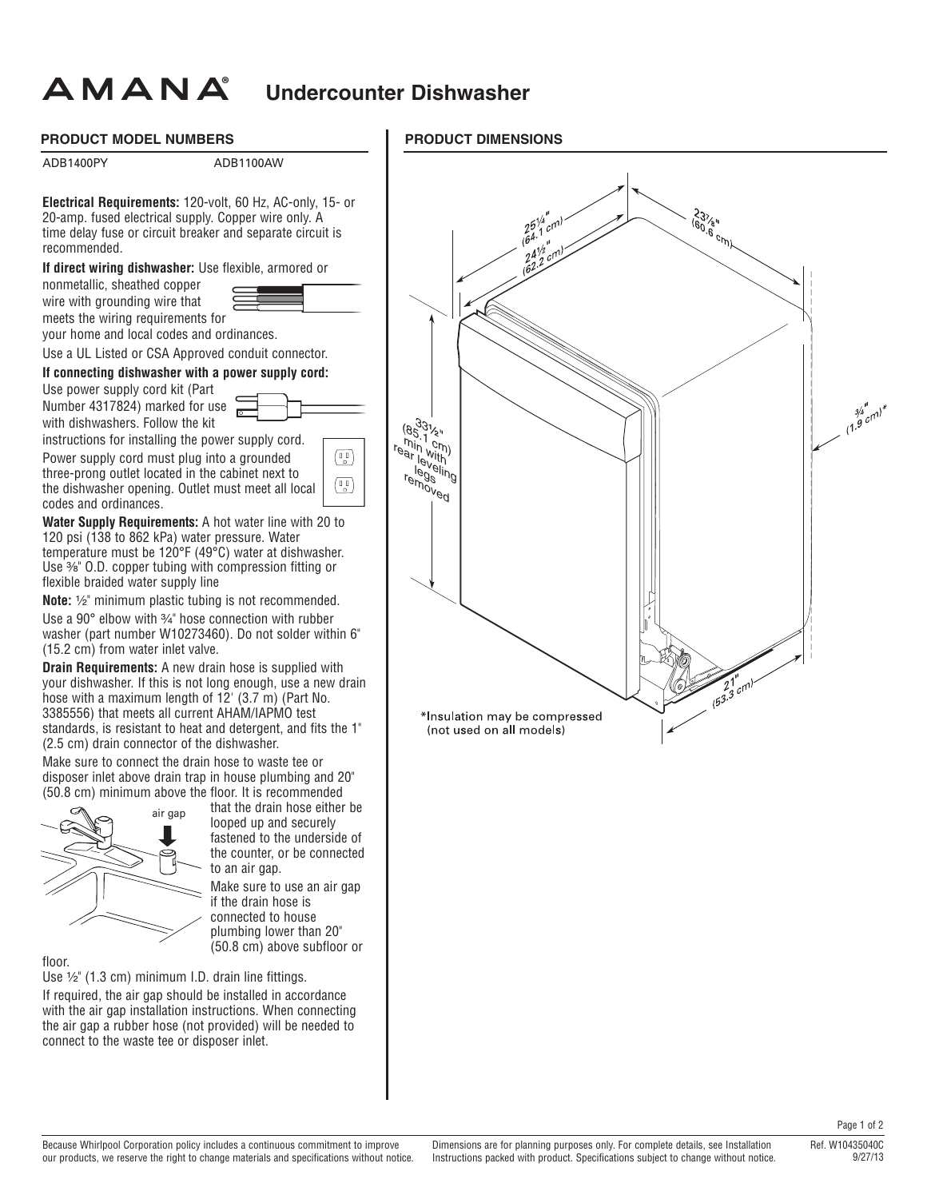# AMANA® Undercounter Dishwasher

## PRODUCT MODEL NUMBERS

ADB1400PY ADB1100AW

**Electrical Requirements:** 120-volt, 60 Hz, AC-only, 15- or 20-amp. fused electrical supply. Copper wire only. A time delay fuse or circuit breaker and separate circuit is recommended.

**If direct wiring dishwasher:** Use flexible, armored or nonmetallic, sheathed copper wire with grounding wire that meets the wiring requirements for your home and local codes and ordinances.

Use a UL Listed or CSA Approved conduit connector.

**If connecting dishwasher with a power supply cord:** Use power supply cord kit (Part Number 4317824) marked for use with dishwashers. Follow the kit instructions for installing the power supply cord.

Power supply cord must plug into a grounded three-prong outlet located in the cabinet next to the dishwasher opening. Outlet must meet all local codes and ordinances.

**Water Supply Requirements:** A hot water line with 20 to 120 psi (138 to 862 kPa) water pressure. Water temperature must be 120°F (49°C) water at dishwasher. Use ⅜" O.D. copper tubing with compression fitting or flexible braided water supply line

**Note:** ½" minimum plastic tubing is not recommended.

Use a 90° elbow with ¾" hose connection with rubber washer (part number W10273460). Do not solder within 6" (15.2 cm) from water inlet valve.

**Drain Requirements:** A new drain hose is supplied with your dishwasher. If this is not long enough, use a new drain hose with a maximum length of 12' (3.7 m) (Part No. 3385556) that meets all current AHAM/IAPMO test standards, is resistant to heat and detergent, and fits the 1" (2.5 cm) drain connector of the dishwasher.

Make sure to connect the drain hose to waste tee or disposer inlet above drain trap in house plumbing and 20" (50.8 cm) minimum above the floor. It is recommended that the drain hose either be looped up and securely fastened to the underside of the counter, or be connected to an air gap.

air gap

Make sure to use an air gap if the drain hose is connected to house plumbing lower than 20" (50.8 cm) above subfloor or floor.

Use ½" (1.3 cm) minimum I.D. drain line fittings.

If required, the air gap should be installed in accordance with the air gap installation instructions. When connecting the air gap a rubber hose (not provided) will be needed to connect to the waste tee or disposer inlet.

## PRODUCT DIMENSIONS

25¼" (64.1 cm)

24½" (62.2 cm)

23⅞" (60.6 cm)

33½" (85.1 cm) min with rear leveling legs removed

¾" (1.9 cm)*

21" (53.3 cm)

*Insulation may be compressed (not used on all models)

Because Whirlpool Corporation policy includes a continuous commitment to improve our products, we reserve the right to change materials and specifications without notice.

Dimensions are for planning purposes only. For complete details, see Installation Instructions packed with product. Specifications subject to change without notice.

Ref. W10435040C
9/27/13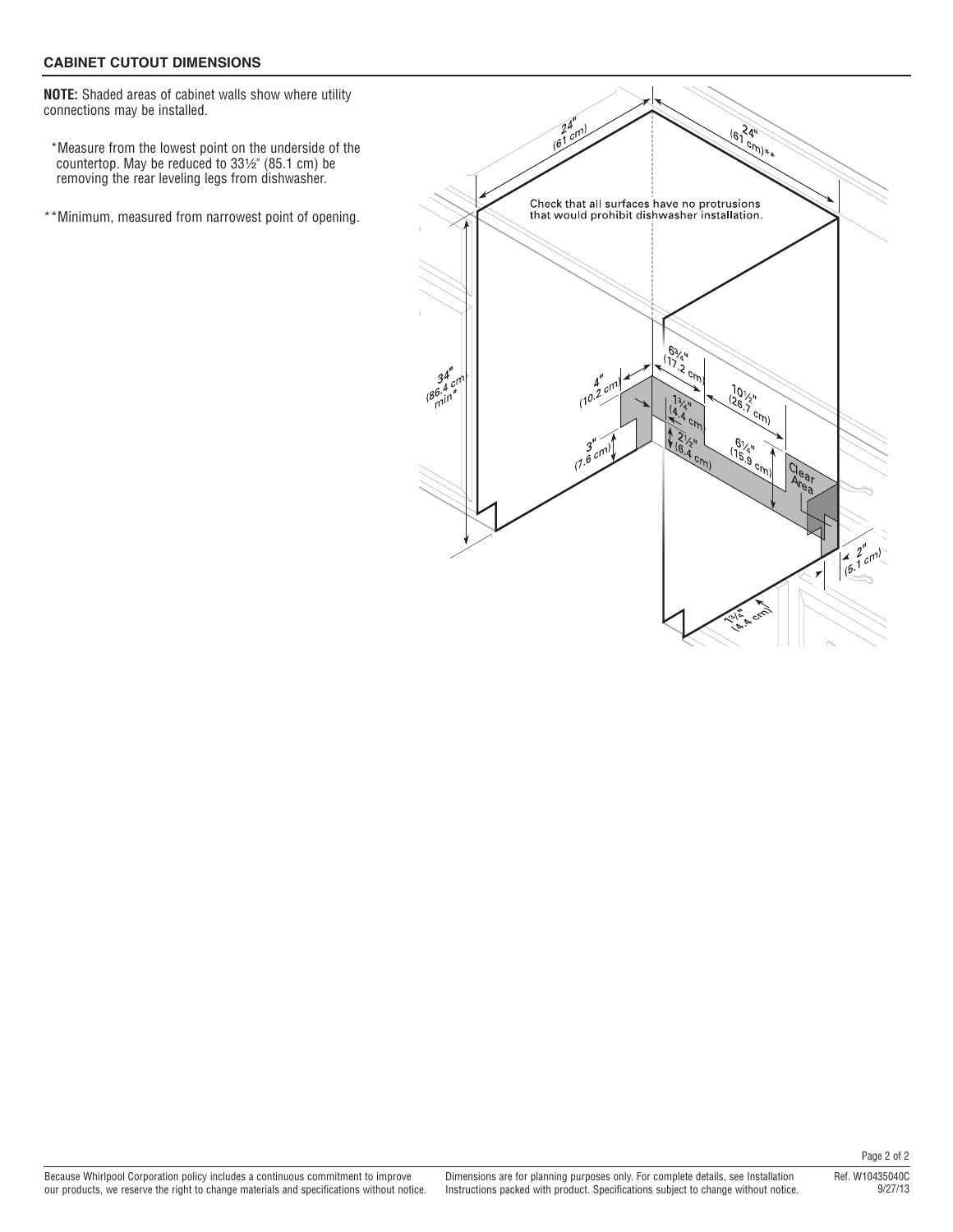## CABINET CUTOUT DIMENSIONS

**NOTE:** Shaded areas of cabinet walls show where utility connections may be installed.

*Measure from the lowest point on the underside of the countertop. May be reduced to 33½" (85.1 cm) be removing the rear leveling legs from dishwasher.

**Minimum, measured from narrowest point of opening.

Check that all surfaces have no protrusions that would prohibit dishwasher installation.

24" (61 cm)

24" (61 cm)**

34" (86.4 cm) min*

6¾" (17.2 cm)

4" (10.2 cm)

10½" (26.7 cm)

1¾" (4.4 cm)

3" (7.6 cm)

2½" (6.4 cm)

6¼" (15.9 cm)

Clear Area

2" (5.1 cm)

1¾" (4.4 cm)

Because Whirlpool Corporation policy includes a continuous commitment to improve our products, we reserve the right to change materials and specifications without notice.

Dimensions are for planning purposes only. For complete details, see Installation Instructions packed with product. Specifications subject to change without notice.

Ref. W10435040C
9/27/13